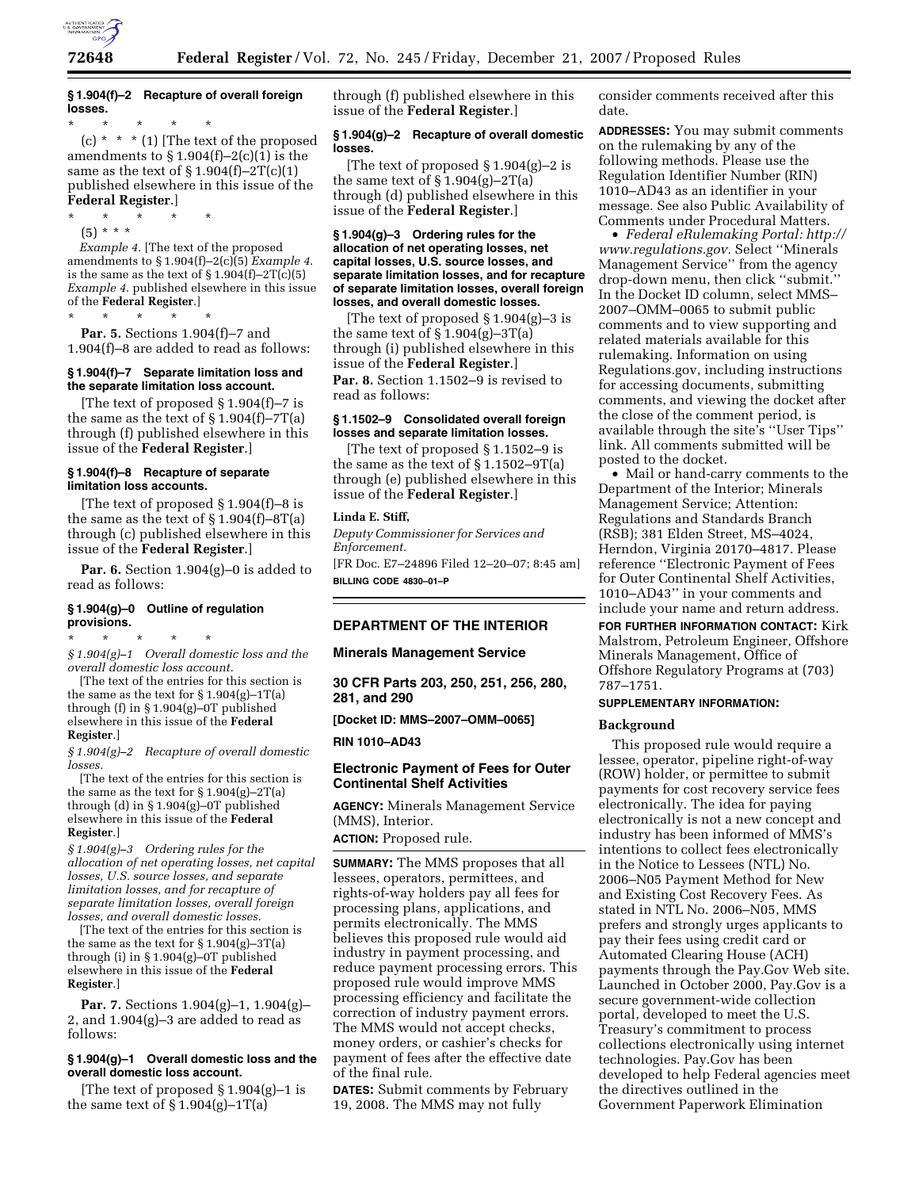**§ 1.904(f)–2 Recapture of overall foreign losses.**

\* \* \* \* \*

(c) \* \* \* (1) [The text of the proposed amendments to § 1.904(f)–2(c)(1) is the same as the text of § 1.904(f)–2T(c)(1) published elsewhere in this issue of the **Federal Register**.]

\* \* \* \* \*

(5) \* \* \*

*Example 4.* [The text of the proposed amendments to § 1.904(f)–2(c)(5) *Example 4.* is the same as the text of § 1.904(f)–2T(c)(5) *Example 4.* published elsewhere in this issue of the **Federal Register**.]

\* \* \* \* \*

**Par. 5.** Sections 1.904(f)–7 and 1.904(f)–8 are added to read as follows:

**§ 1.904(f)–7 Separate limitation loss and the separate limitation loss account.**

[The text of proposed § 1.904(f)–7 is the same as the text of § 1.904(f)–7T(a) through (f) published elsewhere in this issue of the **Federal Register**.]

**§ 1.904(f)–8 Recapture of separate limitation loss accounts.**

[The text of proposed § 1.904(f)–8 is the same as the text of § 1.904(f)–8T(a) through (c) published elsewhere in this issue of the **Federal Register**.]

**Par. 6.** Section 1.904(g)–0 is added to read as follows:

**§ 1.904(g)–0 Outline of regulation provisions.**

\* \* \* \* \*

*§ 1.904(g)–1 Overall domestic loss and the overall domestic loss account.*

[The text of the entries for this section is the same as the text for § 1.904(g)–1T(a) through (f) in § 1.904(g)–0T published elsewhere in this issue of the **Federal Register**.]

*§ 1.904(g)–2 Recapture of overall domestic losses.*

[The text of the entries for this section is the same as the text for § 1.904(g)–2T(a) through (d) in § 1.904(g)–0T published elsewhere in this issue of the **Federal Register**.]

*§ 1.904(g)–3 Ordering rules for the allocation of net operating losses, net capital losses, U.S. source losses, and separate limitation losses, and for recapture of separate limitation losses, overall foreign losses, and overall domestic losses.*

[The text of the entries for this section is the same as the text for § 1.904(g)–3T(a) through (i) in § 1.904(g)–0T published elsewhere in this issue of the **Federal Register**.]

**Par. 7.** Sections 1.904(g)–1, 1.904(g)–2, and 1.904(g)–3 are added to read as follows:

**§ 1.904(g)–1 Overall domestic loss and the overall domestic loss account.**

[The text of proposed § 1.904(g)–1 is the same text of § 1.904(g)–1T(a) through (f) published elsewhere in this issue of the **Federal Register**.]

**§ 1.904(g)–2 Recapture of overall domestic losses.**

[The text of proposed § 1.904(g)–2 is the same text of § 1.904(g)–2T(a) through (d) published elsewhere in this issue of the **Federal Register**.]

**§ 1.904(g)–3 Ordering rules for the allocation of net operating losses, net capital losses, U.S. source losses, and separate limitation losses, and for recapture of separate limitation losses, overall foreign losses, and overall domestic losses.**

[The text of proposed § 1.904(g)–3 is the same text of § 1.904(g)–3T(a) through (i) published elsewhere in this issue of the **Federal Register**.]

**Par. 8.** Section 1.1502–9 is revised to read as follows:

**§ 1.1502–9 Consolidated overall foreign losses and separate limitation losses.**

[The text of proposed § 1.1502–9 is the same as the text of § 1.1502–9T(a) through (e) published elsewhere in this issue of the **Federal Register**.]

**Linda E. Stiff,**

*Deputy Commissioner for Services and Enforcement.*

[FR Doc. E7–24896 Filed 12–20–07; 8:45 am]

**BILLING CODE 4830–01–P**

---

## DEPARTMENT OF THE INTERIOR

### Minerals Management Service

### 30 CFR Parts 203, 250, 251, 256, 280, 281, and 290

**[Docket ID: MMS–2007–OMM–0065]**

**RIN 1010–AD43**

### Electronic Payment of Fees for Outer Continental Shelf Activities

**AGENCY:** Minerals Management Service (MMS), Interior.

**ACTION:** Proposed rule.

**SUMMARY:** The MMS proposes that all lessees, operators, permittees, and rights-of-way holders pay all fees for processing plans, applications, and permits electronically. The MMS believes this proposed rule would aid industry in payment processing, and reduce payment processing errors. This proposed rule would improve MMS processing efficiency and facilitate the correction of industry payment errors. The MMS would not accept checks, money orders, or cashier's checks for payment of fees after the effective date of the final rule.

**DATES:** Submit comments by February 19, 2008. The MMS may not fully consider comments received after this date.

**ADDRESSES:** You may submit comments on the rulemaking by any of the following methods. Please use the Regulation Identifier Number (RIN) 1010–AD43 as an identifier in your message. See also Public Availability of Comments under Procedural Matters.

- *Federal eRulemaking Portal: http://www.regulations.gov.* Select ''Minerals Management Service'' from the agency drop-down menu, then click ''submit.'' In the Docket ID column, select MMS–2007–OMM–0065 to submit public comments and to view supporting and related materials available for this rulemaking. Information on using Regulations.gov, including instructions for accessing documents, submitting comments, and viewing the docket after the close of the comment period, is available through the site's ''User Tips'' link. All comments submitted will be posted to the docket.
- Mail or hand-carry comments to the Department of the Interior; Minerals Management Service; Attention: Regulations and Standards Branch (RSB); 381 Elden Street, MS–4024, Herndon, Virginia 20170–4817. Please reference ''Electronic Payment of Fees for Outer Continental Shelf Activities, 1010–AD43'' in your comments and include your name and return address.

**FOR FURTHER INFORMATION CONTACT:** Kirk Malstrom, Petroleum Engineer, Offshore Minerals Management, Office of Offshore Regulatory Programs at (703) 787–1751.

**SUPPLEMENTARY INFORMATION:**

**Background**

This proposed rule would require a lessee, operator, pipeline right-of-way (ROW) holder, or permittee to submit payments for cost recovery service fees electronically. The idea for paying electronically is not a new concept and industry has been informed of MMS's intentions to collect fees electronically in the Notice to Lessees (NTL) No. 2006–N05 Payment Method for New and Existing Cost Recovery Fees. As stated in NTL No. 2006–N05, MMS prefers and strongly urges applicants to pay their fees using credit card or Automated Clearing House (ACH) payments through the Pay.Gov Web site. Launched in October 2000, Pay.Gov is a secure government-wide collection portal, developed to meet the U.S. Treasury's commitment to process collections electronically using internet technologies. Pay.Gov has been developed to help Federal agencies meet the directives outlined in the Government Paperwork Elimination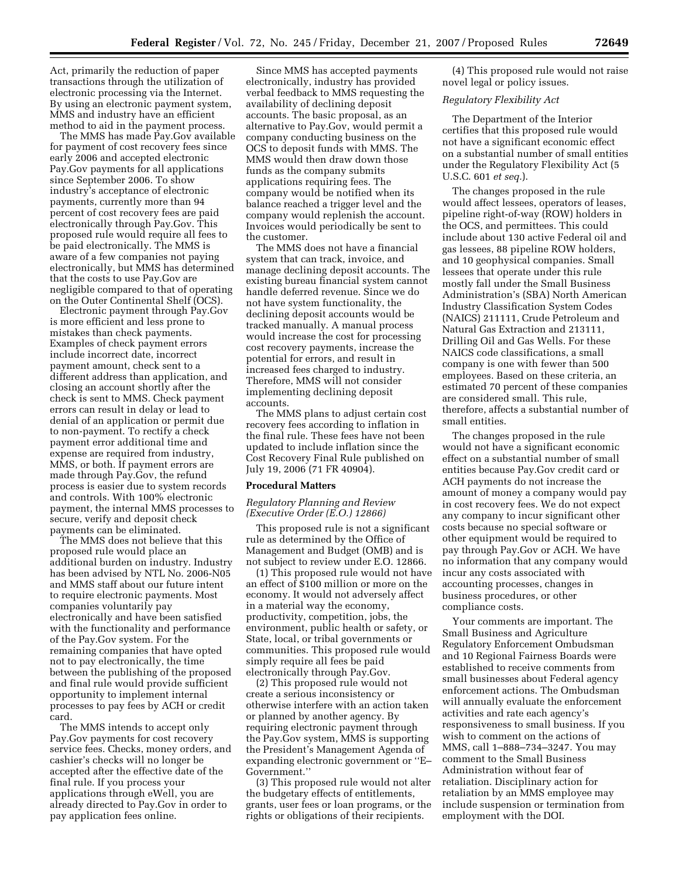Act, primarily the reduction of paper transactions through the utilization of electronic processing via the Internet. By using an electronic payment system, MMS and industry have an efficient method to aid in the payment process.

The MMS has made Pay.Gov available for payment of cost recovery fees since early 2006 and accepted electronic Pay.Gov payments for all applications since September 2006. To show industry's acceptance of electronic payments, currently more than 94 percent of cost recovery fees are paid electronically through Pay.Gov. This proposed rule would require all fees to be paid electronically. The MMS is aware of a few companies not paying electronically, but MMS has determined that the costs to use Pay.Gov are negligible compared to that of operating on the Outer Continental Shelf (OCS).

Electronic payment through Pay.Gov is more efficient and less prone to mistakes than check payments. Examples of check payment errors include incorrect date, incorrect payment amount, check sent to a different address than application, and closing an account shortly after the check is sent to MMS. Check payment errors can result in delay or lead to denial of an application or permit due to non-payment. To rectify a check payment error additional time and expense are required from industry, MMS, or both. If payment errors are made through Pay.Gov, the refund process is easier due to system records and controls. With 100% electronic payment, the internal MMS processes to secure, verify and deposit check payments can be eliminated.

The MMS does not believe that this proposed rule would place an additional burden on industry. Industry has been advised by NTL No. 2006-N05 and MMS staff about our future intent to require electronic payments. Most companies voluntarily pay electronically and have been satisfied with the functionality and performance of the Pay.Gov system. For the remaining companies that have opted not to pay electronically, the time between the publishing of the proposed and final rule would provide sufficient opportunity to implement internal processes to pay fees by ACH or credit card.

The MMS intends to accept only Pay.Gov payments for cost recovery service fees. Checks, money orders, and cashier's checks will no longer be accepted after the effective date of the final rule. If you process your applications through eWell, you are already directed to Pay.Gov in order to pay application fees online.

Since MMS has accepted payments electronically, industry has provided verbal feedback to MMS requesting the availability of declining deposit accounts. The basic proposal, as an alternative to Pay.Gov, would permit a company conducting business on the OCS to deposit funds with MMS. The MMS would then draw down those funds as the company submits applications requiring fees. The company would be notified when its balance reached a trigger level and the company would replenish the account. Invoices would periodically be sent to the customer.

The MMS does not have a financial system that can track, invoice, and manage declining deposit accounts. The existing bureau financial system cannot handle deferred revenue. Since we do not have system functionality, the declining deposit accounts would be tracked manually. A manual process would increase the cost for processing cost recovery payments, increase the potential for errors, and result in increased fees charged to industry. Therefore, MMS will not consider implementing declining deposit accounts.

The MMS plans to adjust certain cost recovery fees according to inflation in the final rule. These fees have not been updated to include inflation since the Cost Recovery Final Rule published on July 19, 2006 (71 FR 40904).

## Procedural Matters

### *Regulatory Planning and Review (Executive Order (E.O.) 12866)*

This proposed rule is not a significant rule as determined by the Office of Management and Budget (OMB) and is not subject to review under E.O. 12866.

(1) This proposed rule would not have an effect of $100 million or more on the economy. It would not adversely affect in a material way the economy, productivity, competition, jobs, the environment, public health or safety, or State, local, or tribal governments or communities. This proposed rule would simply require all fees be paid electronically through Pay.Gov.

(2) This proposed rule would not create a serious inconsistency or otherwise interfere with an action taken or planned by another agency. By requiring electronic payment through the Pay.Gov system, MMS is supporting the President's Management Agenda of expanding electronic government or ''E–Government.''

(3) This proposed rule would not alter the budgetary effects of entitlements, grants, user fees or loan programs, or the rights or obligations of their recipients.

(4) This proposed rule would not raise novel legal or policy issues.

### *Regulatory Flexibility Act*

The Department of the Interior certifies that this proposed rule would not have a significant economic effect on a substantial number of small entities under the Regulatory Flexibility Act (5 U.S.C. 601 *et seq.*).

The changes proposed in the rule would affect lessees, operators of leases, pipeline right-of-way (ROW) holders in the OCS, and permittees. This could include about 130 active Federal oil and gas lessees, 88 pipeline ROW holders, and 10 geophysical companies. Small lessees that operate under this rule mostly fall under the Small Business Administration's (SBA) North American Industry Classification System Codes (NAICS) 211111, Crude Petroleum and Natural Gas Extraction and 213111, Drilling Oil and Gas Wells. For these NAICS code classifications, a small company is one with fewer than 500 employees. Based on these criteria, an estimated 70 percent of these companies are considered small. This rule, therefore, affects a substantial number of small entities.

The changes proposed in the rule would not have a significant economic effect on a substantial number of small entities because Pay.Gov credit card or ACH payments do not increase the amount of money a company would pay in cost recovery fees. We do not expect any company to incur significant other costs because no special software or other equipment would be required to pay through Pay.Gov or ACH. We have no information that any company would incur any costs associated with accounting processes, changes in business procedures, or other compliance costs.

Your comments are important. The Small Business and Agriculture Regulatory Enforcement Ombudsman and 10 Regional Fairness Boards were established to receive comments from small businesses about Federal agency enforcement actions. The Ombudsman will annually evaluate the enforcement activities and rate each agency's responsiveness to small business. If you wish to comment on the actions of MMS, call 1–888–734–3247. You may comment to the Small Business Administration without fear of retaliation. Disciplinary action for retaliation by an MMS employee may include suspension or termination from employment with the DOI.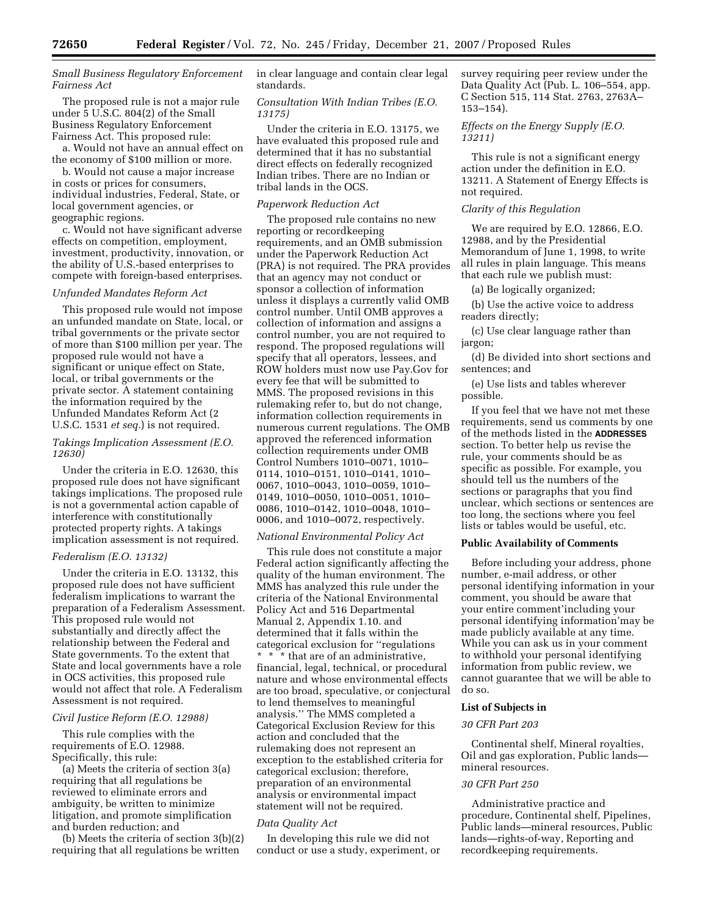*Small Business Regulatory Enforcement Fairness Act*

The proposed rule is not a major rule under 5 U.S.C. 804(2) of the Small Business Regulatory Enforcement Fairness Act. This proposed rule:

a. Would not have an annual effect on the economy of $100 million or more.

b. Would not cause a major increase in costs or prices for consumers, individual industries, Federal, State, or local government agencies, or geographic regions.

c. Would not have significant adverse effects on competition, employment, investment, productivity, innovation, or the ability of U.S.-based enterprises to compete with foreign-based enterprises.

*Unfunded Mandates Reform Act*

This proposed rule would not impose an unfunded mandate on State, local, or tribal governments or the private sector of more than $100 million per year. The proposed rule would not have a significant or unique effect on State, local, or tribal governments or the private sector. A statement containing the information required by the Unfunded Mandates Reform Act (2 U.S.C. 1531 *et seq.*) is not required.

*Takings Implication Assessment (E.O. 12630)*

Under the criteria in E.O. 12630, this proposed rule does not have significant takings implications. The proposed rule is not a governmental action capable of interference with constitutionally protected property rights. A takings implication assessment is not required.

*Federalism (E.O. 13132)*

Under the criteria in E.O. 13132, this proposed rule does not have sufficient federalism implications to warrant the preparation of a Federalism Assessment. This proposed rule would not substantially and directly affect the relationship between the Federal and State governments. To the extent that State and local governments have a role in OCS activities, this proposed rule would not affect that role. A Federalism Assessment is not required.

*Civil Justice Reform (E.O. 12988)*

This rule complies with the requirements of E.O. 12988. Specifically, this rule:

(a) Meets the criteria of section 3(a) requiring that all regulations be reviewed to eliminate errors and ambiguity, be written to minimize litigation, and promote simplification and burden reduction; and

(b) Meets the criteria of section 3(b)(2) requiring that all regulations be written in clear language and contain clear legal standards.

*Consultation With Indian Tribes (E.O. 13175)*

Under the criteria in E.O. 13175, we have evaluated this proposed rule and determined that it has no substantial direct effects on federally recognized Indian tribes. There are no Indian or tribal lands in the OCS.

*Paperwork Reduction Act*

The proposed rule contains no new reporting or recordkeeping requirements, and an OMB submission under the Paperwork Reduction Act (PRA) is not required. The PRA provides that an agency may not conduct or sponsor a collection of information unless it displays a currently valid OMB control number. Until OMB approves a collection of information and assigns a control number, you are not required to respond. The proposed regulations will specify that all operators, lessees, and ROW holders must now use Pay.Gov for every fee that will be submitted to MMS. The proposed revisions in this rulemaking refer to, but do not change, information collection requirements in numerous current regulations. The OMB approved the referenced information collection requirements under OMB Control Numbers 1010–0071, 1010–0114, 1010–0151, 1010–0141, 1010–0067, 1010–0043, 1010–0059, 1010–0149, 1010–0050, 1010–0051, 1010–0086, 1010–0142, 1010–0048, 1010–0006, and 1010–0072, respectively.

*National Environmental Policy Act*

This rule does not constitute a major Federal action significantly affecting the quality of the human environment. The MMS has analyzed this rule under the criteria of the National Environmental Policy Act and 516 Departmental Manual 2, Appendix 1.10. and determined that it falls within the categorical exclusion for ''regulations * * * that are of an administrative, financial, legal, technical, or procedural nature and whose environmental effects are too broad, speculative, or conjectural to lend themselves to meaningful analysis.'' The MMS completed a Categorical Exclusion Review for this action and concluded that the rulemaking does not represent an exception to the established criteria for categorical exclusion; therefore, preparation of an environmental analysis or environmental impact statement will not be required.

*Data Quality Act*

In developing this rule we did not conduct or use a study, experiment, or survey requiring peer review under the Data Quality Act (Pub. L. 106–554, app. C Section 515, 114 Stat. 2763, 2763A–153–154).

*Effects on the Energy Supply (E.O. 13211)*

This rule is not a significant energy action under the definition in E.O. 13211. A Statement of Energy Effects is not required.

*Clarity of this Regulation*

We are required by E.O. 12866, E.O. 12988, and by the Presidential Memorandum of June 1, 1998, to write all rules in plain language. This means that each rule we publish must:

(a) Be logically organized;

(b) Use the active voice to address readers directly;

(c) Use clear language rather than jargon;

(d) Be divided into short sections and sentences; and

(e) Use lists and tables wherever possible.

If you feel that we have not met these requirements, send us comments by one of the methods listed in the **ADDRESSES** section. To better help us revise the rule, your comments should be as specific as possible. For example, you should tell us the numbers of the sections or paragraphs that you find unclear, which sections or sentences are too long, the sections where you feel lists or tables would be useful, etc.

**Public Availability of Comments**

Before including your address, phone number, e-mail address, or other personal identifying information in your comment, you should be aware that your entire comment'including your personal identifying information'may be made publicly available at any time. While you can ask us in your comment to withhold your personal identifying information from public review, we cannot guarantee that we will be able to do so.

**List of Subjects in**

*30 CFR Part 203*

Continental shelf, Mineral royalties, Oil and gas exploration, Public lands—mineral resources.

*30 CFR Part 250*

Administrative practice and procedure, Continental shelf, Pipelines, Public lands—mineral resources, Public lands—rights-of-way, Reporting and recordkeeping requirements.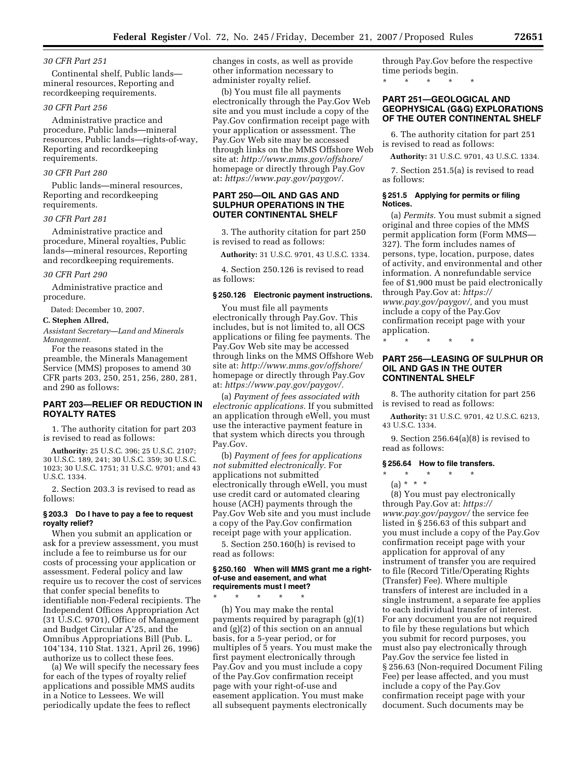*30 CFR Part 251*

Continental shelf, Public lands—mineral resources, Reporting and recordkeeping requirements.

*30 CFR Part 256*

Administrative practice and procedure, Public lands—mineral resources, Public lands—rights-of-way, Reporting and recordkeeping requirements.

*30 CFR Part 280*

Public lands—mineral resources, Reporting and recordkeeping requirements.

*30 CFR Part 281*

Administrative practice and procedure, Mineral royalties, Public lands—mineral resources, Reporting and recordkeeping requirements.

*30 CFR Part 290*

Administrative practice and procedure.

Dated: December 10, 2007.

**C. Stephen Allred,**

*Assistant Secretary—Land and Minerals Management.*

For the reasons stated in the preamble, the Minerals Management Service (MMS) proposes to amend 30 CFR parts 203, 250, 251, 256, 280, 281, and 290 as follows:

## PART 203—RELIEF OR REDUCTION IN ROYALTY RATES

1. The authority citation for part 203 is revised to read as follows:

**Authority:** 25 U.S.C. 396; 25 U.S.C. 2107; 30 U.S.C. 189, 241; 30 U.S.C. 359; 30 U.S.C. 1023; 30 U.S.C. 1751; 31 U.S.C. 9701; and 43 U.S.C. 1334.

2. Section 203.3 is revised to read as follows:

### § 203.3 Do I have to pay a fee to request royalty relief?

When you submit an application or ask for a preview assessment, you must include a fee to reimburse us for our costs of processing your application or assessment. Federal policy and law require us to recover the cost of services that confer special benefits to identifiable non-Federal recipients. The Independent Offices Appropriation Act (31 U.S.C. 9701), Office of Management and Budget Circular A'25, and the Omnibus Appropriations Bill (Pub. L. 104'134, 110 Stat. 1321, April 26, 1996) authorize us to collect these fees.

(a) We will specify the necessary fees for each of the types of royalty relief applications and possible MMS audits in a Notice to Lessees. We will periodically update the fees to reflect changes in costs, as well as provide other information necessary to administer royalty relief.

(b) You must file all payments electronically through the Pay.Gov Web site and you must include a copy of the Pay.Gov confirmation receipt page with your application or assessment. The Pay.Gov Web site may be accessed through links on the MMS Offshore Web site at: *http://www.mms.gov/offshore/* homepage or directly through Pay.Gov at: *https://www.pay.gov/paygov/*.

## PART 250—OIL AND GAS AND SULPHUR OPERATIONS IN THE OUTER CONTINENTAL SHELF

3. The authority citation for part 250 is revised to read as follows:

**Authority:** 31 U.S.C. 9701, 43 U.S.C. 1334.

4. Section 250.126 is revised to read as follows:

### § 250.126 Electronic payment instructions.

You must file all payments electronically through Pay.Gov. This includes, but is not limited to, all OCS applications or filing fee payments. The Pay.Gov Web site may be accessed through links on the MMS Offshore Web site at: *http://www.mms.gov/offshore/* homepage or directly through Pay.Gov at: *https://www.pay.gov/paygov/*.

(a) *Payment of fees associated with electronic applications.* If you submitted an application through eWell, you must use the interactive payment feature in that system which directs you through Pay.Gov.

(b) *Payment of fees for applications not submitted electronically.* For applications not submitted electronically through eWell, you must use credit card or automated clearing house (ACH) payments through the Pay.Gov Web site and you must include a copy of the Pay.Gov confirmation receipt page with your application.

5. Section 250.160(h) is revised to read as follows:

### § 250.160 When will MMS grant me a right-of-use and easement, and what requirements must I meet?

\* \* \* \* \*

(h) You may make the rental payments required by paragraph (g)(1) and (g)(2) of this section on an annual basis, for a 5-year period, or for multiples of 5 years. You must make the first payment electronically through Pay.Gov and you must include a copy of the Pay.Gov confirmation receipt page with your right-of-use and easement application. You must make all subsequent payments electronically through Pay.Gov before the respective time periods begin.

\* \* \* \* \*

## PART 251—GEOLOGICAL AND GEOPHYSICAL (G&G) EXPLORATIONS OF THE OUTER CONTINENTAL SHELF

6. The authority citation for part 251 is revised to read as follows:

**Authority:** 31 U.S.C. 9701, 43 U.S.C. 1334.

7. Section 251.5(a) is revised to read as follows:

### § 251.5 Applying for permits or filing Notices.

(a) *Permits.* You must submit a signed original and three copies of the MMS permit application form (Form MMS—327). The form includes names of persons, type, location, purpose, dates of activity, and environmental and other information. A nonrefundable service fee of $1,900 must be paid electronically through Pay.Gov at: *https://www.pay.gov/paygov/,* and you must include a copy of the Pay.Gov confirmation receipt page with your application.

\* \* \* \* \*

## PART 256—LEASING OF SULPHUR OR OIL AND GAS IN THE OUTER CONTINENTAL SHELF

8. The authority citation for part 256 is revised to read as follows:

**Authority:** 31 U.S.C. 9701, 42 U.S.C. 6213, 43 U.S.C. 1334.

9. Section 256.64(a)(8) is revised to read as follows:

### § 256.64 How to file transfers.

\* \* \* \* \*

(a) \* \* \*

(8) You must pay electronically through Pay.Gov at: *https://www.pay.gov/paygov/* the service fee listed in § 256.63 of this subpart and you must include a copy of the Pay.Gov confirmation receipt page with your application for approval of any instrument of transfer you are required to file (Record Title/Operating Rights (Transfer) Fee). Where multiple transfers of interest are included in a single instrument, a separate fee applies to each individual transfer of interest. For any document you are not required to file by these regulations but which you submit for record purposes, you must also pay electronically through Pay.Gov the service fee listed in § 256.63 (Non-required Document Filing Fee) per lease affected, and you must include a copy of the Pay.Gov confirmation receipt page with your document. Such documents may be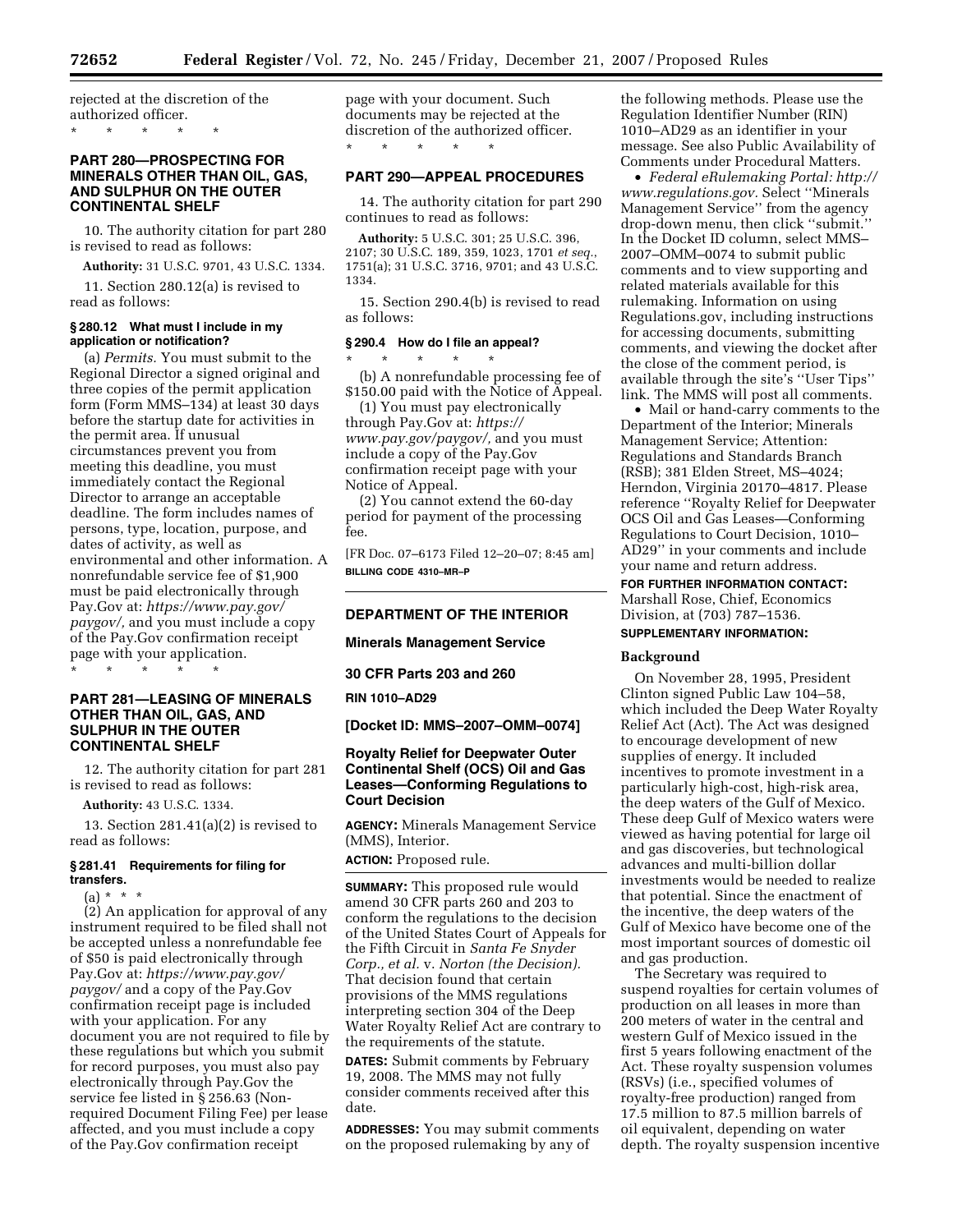rejected at the discretion of the authorized officer.

\* \* \* \* \*

## PART 280—PROSPECTING FOR MINERALS OTHER THAN OIL, GAS, AND SULPHUR ON THE OUTER CONTINENTAL SHELF

10. The authority citation for part 280 is revised to read as follows:

**Authority:** 31 U.S.C. 9701, 43 U.S.C. 1334.

11. Section 280.12(a) is revised to read as follows:

### § 280.12 What must I include in my application or notification?

(a) *Permits.* You must submit to the Regional Director a signed original and three copies of the permit application form (Form MMS–134) at least 30 days before the startup date for activities in the permit area. If unusual circumstances prevent you from meeting this deadline, you must immediately contact the Regional Director to arrange an acceptable deadline. The form includes names of persons, type, location, purpose, and dates of activity, as well as environmental and other information. A nonrefundable service fee of $1,900 must be paid electronically through Pay.Gov at: *https://www.pay.gov/paygov/,* and you must include a copy of the Pay.Gov confirmation receipt page with your application.

\* \* \* \* \*

## PART 281—LEASING OF MINERALS OTHER THAN OIL, GAS, AND SULPHUR IN THE OUTER CONTINENTAL SHELF

12. The authority citation for part 281 is revised to read as follows:

**Authority:** 43 U.S.C. 1334.

13. Section 281.41(a)(2) is revised to read as follows:

### § 281.41 Requirements for filing for transfers.

(a) \* \* \*

(2) An application for approval of any instrument required to be filed shall not be accepted unless a nonrefundable fee of $50 is paid electronically through Pay.Gov at: *https://www.pay.gov/paygov/* and a copy of the Pay.Gov confirmation receipt page is included with your application. For any document you are not required to file by these regulations but which you submit for record purposes, you must also pay electronically through Pay.Gov the service fee listed in § 256.63 (Non-required Document Filing Fee) per lease affected, and you must include a copy of the Pay.Gov confirmation receipt page with your document. Such documents may be rejected at the discretion of the authorized officer.

\* \* \* \* \*

## PART 290—APPEAL PROCEDURES

14. The authority citation for part 290 continues to read as follows:

**Authority:** 5 U.S.C. 301; 25 U.S.C. 396, 2107; 30 U.S.C. 189, 359, 1023, 1701 *et seq.*, 1751(a); 31 U.S.C. 3716, 9701; and 43 U.S.C. 1334.

15. Section 290.4(b) is revised to read as follows:

### § 290.4 How do I file an appeal?

\* \* \* \* \*

(b) A nonrefundable processing fee of $150.00 paid with the Notice of Appeal.

(1) You must pay electronically through Pay.Gov at: *https://www.pay.gov/paygov/,* and you must include a copy of the Pay.Gov confirmation receipt page with your Notice of Appeal.

(2) You cannot extend the 60-day period for payment of the processing fee.

[FR Doc. 07–6173 Filed 12–20–07; 8:45 am]

**BILLING CODE 4310–MR–P**

---

## DEPARTMENT OF THE INTERIOR

## Minerals Management Service

## 30 CFR Parts 203 and 260

**RIN 1010–AD29**

**[Docket ID: MMS–2007–OMM–0074]**

## Royalty Relief for Deepwater Outer Continental Shelf (OCS) Oil and Gas Leases—Conforming Regulations to Court Decision

**AGENCY:** Minerals Management Service (MMS), Interior.

**ACTION:** Proposed rule.

**SUMMARY:** This proposed rule would amend 30 CFR parts 260 and 203 to conform the regulations to the decision of the United States Court of Appeals for the Fifth Circuit in *Santa Fe Snyder Corp., et al.* v. *Norton (the Decision).* That decision found that certain provisions of the MMS regulations interpreting section 304 of the Deep Water Royalty Relief Act are contrary to the requirements of the statute.

**DATES:** Submit comments by February 19, 2008. The MMS may not fully consider comments received after this date.

**ADDRESSES:** You may submit comments on the proposed rulemaking by any of the following methods. Please use the Regulation Identifier Number (RIN) 1010–AD29 as an identifier in your message. See also Public Availability of Comments under Procedural Matters.

- *Federal eRulemaking Portal: http://www.regulations.gov.* Select ''Minerals Management Service'' from the agency drop-down menu, then click ''submit.'' In the Docket ID column, select MMS–2007–OMM–0074 to submit public comments and to view supporting and related materials available for this rulemaking. Information on using Regulations.gov, including instructions for accessing documents, submitting comments, and viewing the docket after the close of the comment period, is available through the site's ''User Tips'' link. The MMS will post all comments.
- Mail or hand-carry comments to the Department of the Interior; Minerals Management Service; Attention: Regulations and Standards Branch (RSB); 381 Elden Street, MS–4024; Herndon, Virginia 20170–4817. Please reference ''Royalty Relief for Deepwater OCS Oil and Gas Leases—Conforming Regulations to Court Decision, 1010–AD29'' in your comments and include your name and return address.

**FOR FURTHER INFORMATION CONTACT:** Marshall Rose, Chief, Economics Division, at (703) 787–1536.

**SUPPLEMENTARY INFORMATION:**

### Background

On November 28, 1995, President Clinton signed Public Law 104–58, which included the Deep Water Royalty Relief Act (Act). The Act was designed to encourage development of new supplies of energy. It included incentives to promote investment in a particularly high-cost, high-risk area, the deep waters of the Gulf of Mexico. These deep Gulf of Mexico waters were viewed as having potential for large oil and gas discoveries, but technological advances and multi-billion dollar investments would be needed to realize that potential. Since the enactment of the incentive, the deep waters of the Gulf of Mexico have become one of the most important sources of domestic oil and gas production.

The Secretary was required to suspend royalties for certain volumes of production on all leases in more than 200 meters of water in the central and western Gulf of Mexico issued in the first 5 years following enactment of the Act. These royalty suspension volumes (RSVs) (i.e., specified volumes of royalty-free production) ranged from 17.5 million to 87.5 million barrels of oil equivalent, depending on water depth. The royalty suspension incentive